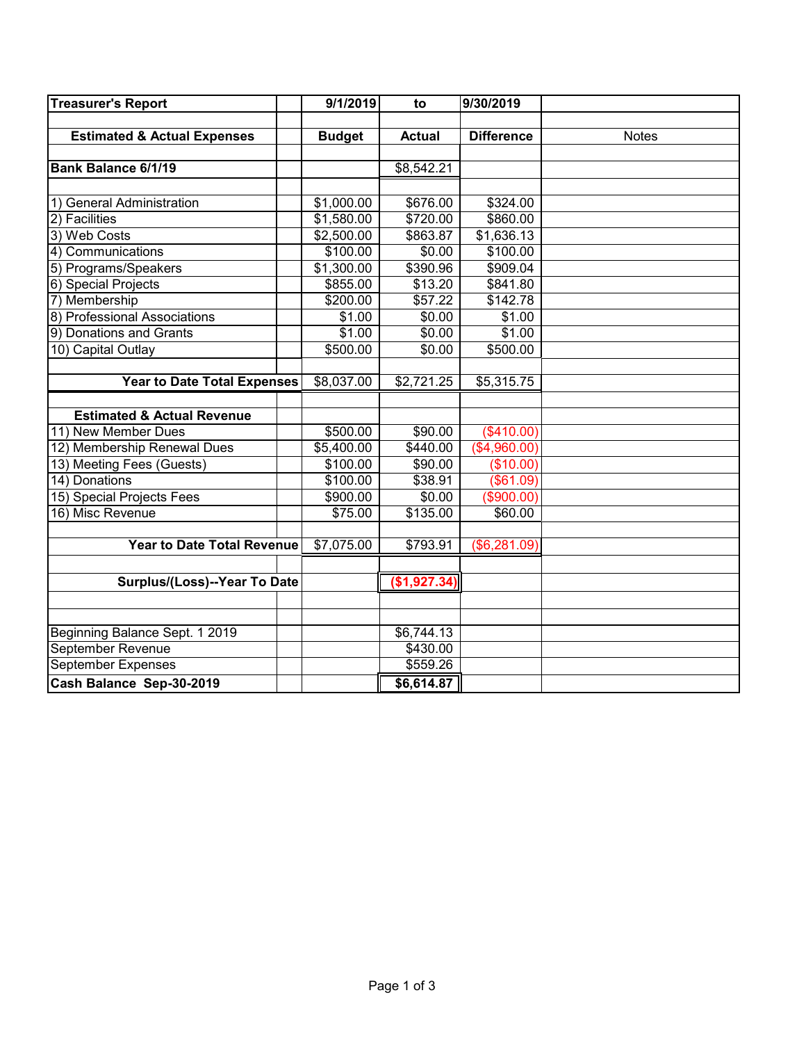| Treasurer's Report | | 9/1/2019 | to | 9/30/2019 | |
|---|---|---|---|---|---|
| | | | | | |
| **Estimated & Actual Expenses** | | **Budget** | **Actual** | **Difference** | Notes |
| | | | | | |
| **Bank Balance 6/1/19** | | | $8,542.21 | | |
| | | | | | |
| 1) General Administration | | $1,000.00 | $676.00 | $324.00 | |
| 2) Facilities | | $1,580.00 | $720.00 | $860.00 | |
| 3) Web Costs | | $2,500.00 | $863.87 | $1,636.13 | |
| 4) Communications | | $100.00 | $0.00 | $100.00 | |
| 5) Programs/Speakers | | $1,300.00 | $390.96 | $909.04 | |
| 6) Special Projects | | $855.00 | $13.20 | $841.80 | |
| 7) Membership | | $200.00 | $57.22 | $142.78 | |
| 8) Professional Associations | | $1.00 | $0.00 | $1.00 | |
| 9) Donations and Grants | | $1.00 | $0.00 | $1.00 | |
| 10) Capital Outlay | | $500.00 | $0.00 | $500.00 | |
| | | | | | |
| **Year to Date Total Expenses** | | $8,037.00 | $2,721.25 | $5,315.75 | |
| | | | | | |
| **Estimated & Actual Revenue** | | | | | |
| 11) New Member Dues | | $500.00 | $90.00 | ($410.00) | |
| 12) Membership Renewal Dues | | $5,400.00 | $440.00 | ($4,960.00) | |
| 13) Meeting Fees (Guests) | | $100.00 | $90.00 | ($10.00) | |
| 14) Donations | | $100.00 | $38.91 | ($61.09) | |
| 15) Special Projects Fees | | $900.00 | $0.00 | ($900.00) | |
| 16) Misc Revenue | | $75.00 | $135.00 | $60.00 | |
| | | | | | |
| **Year to Date Total Revenue** | | $7,075.00 | $793.91 | ($6,281.09) | |
| | | | | | |
| **Surplus/(Loss)--Year To Date** | | | **($1,927.34)** | | |
| | | | | | |
| | | | | | |
| Beginning Balance Sept. 1 2019 | | | $6,744.13 | | |
| September Revenue | | | $430.00 | | |
| September Expenses | | | $559.26 | | |
| **Cash Balance Sep-30-2019** | | | **$6,614.87** | | |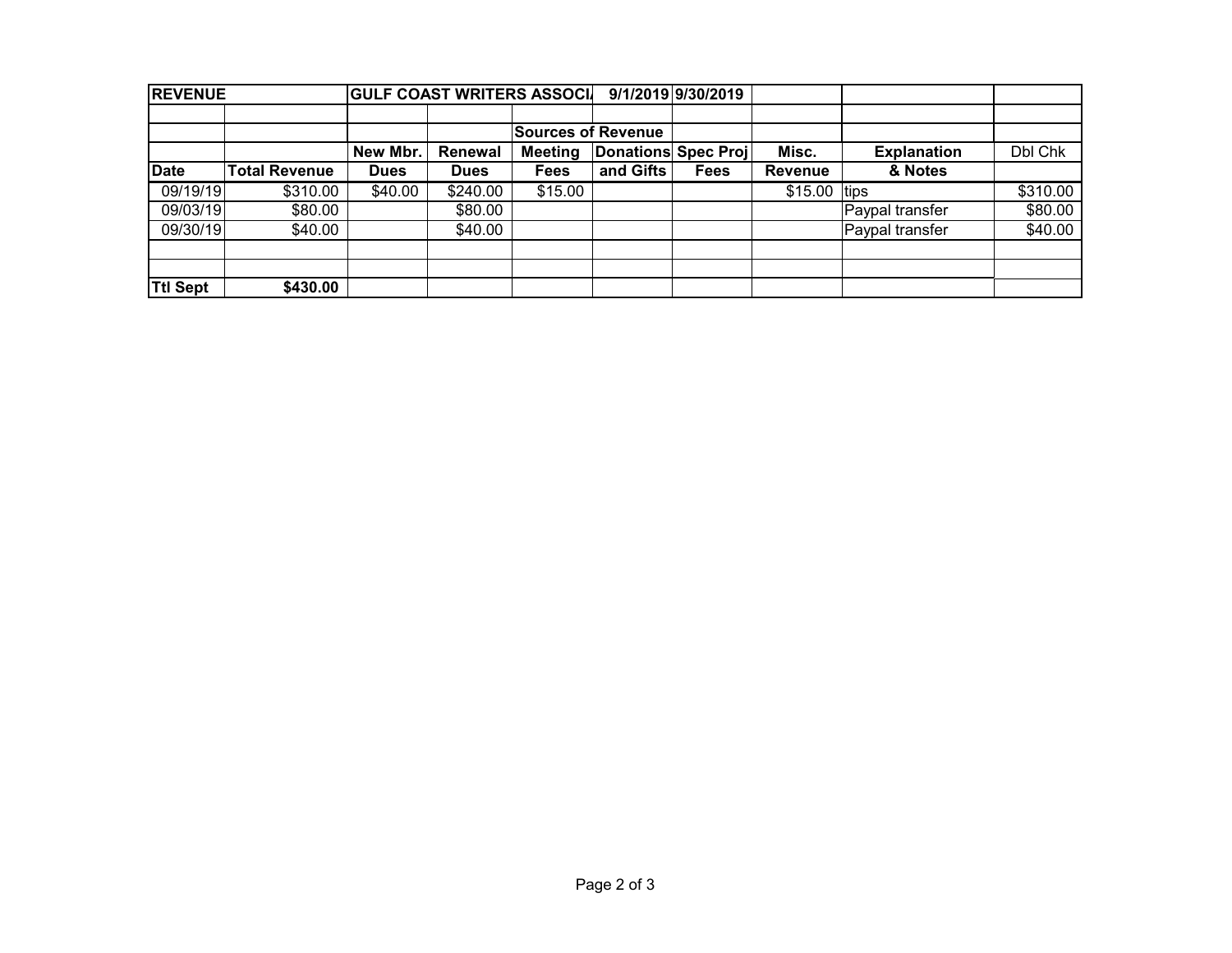| REVENUE | | GULF COAST WRITERS ASSOCI | | | 9/1/2019 | 9/30/2019 | | | |
|---|---|---|---|---|---|---|---|---|---|
| | | | | | | | | | |
| | | | | Sources of Revenue | | | | | |
| | | New Mbr. | Renewal | Meeting | Donations | Spec Proj | Misc. | Explanation | Dbl Chk |
| Date | Total Revenue | Dues | Dues | Fees | and Gifts | Fees | Revenue | & Notes | |
| 09/19/19 | $310.00 | $40.00 | $240.00 | $15.00 | | | $15.00 | tips | $310.00 |
| 09/03/19 | $80.00 | | $80.00 | | | | | Paypal transfer | $80.00 |
| 09/30/19 | $40.00 | | $40.00 | | | | | Paypal transfer | $40.00 |
| | | | | | | | | | |
| | | | | | | | | | |
| Ttl Sept | $430.00 | | | | | | | | |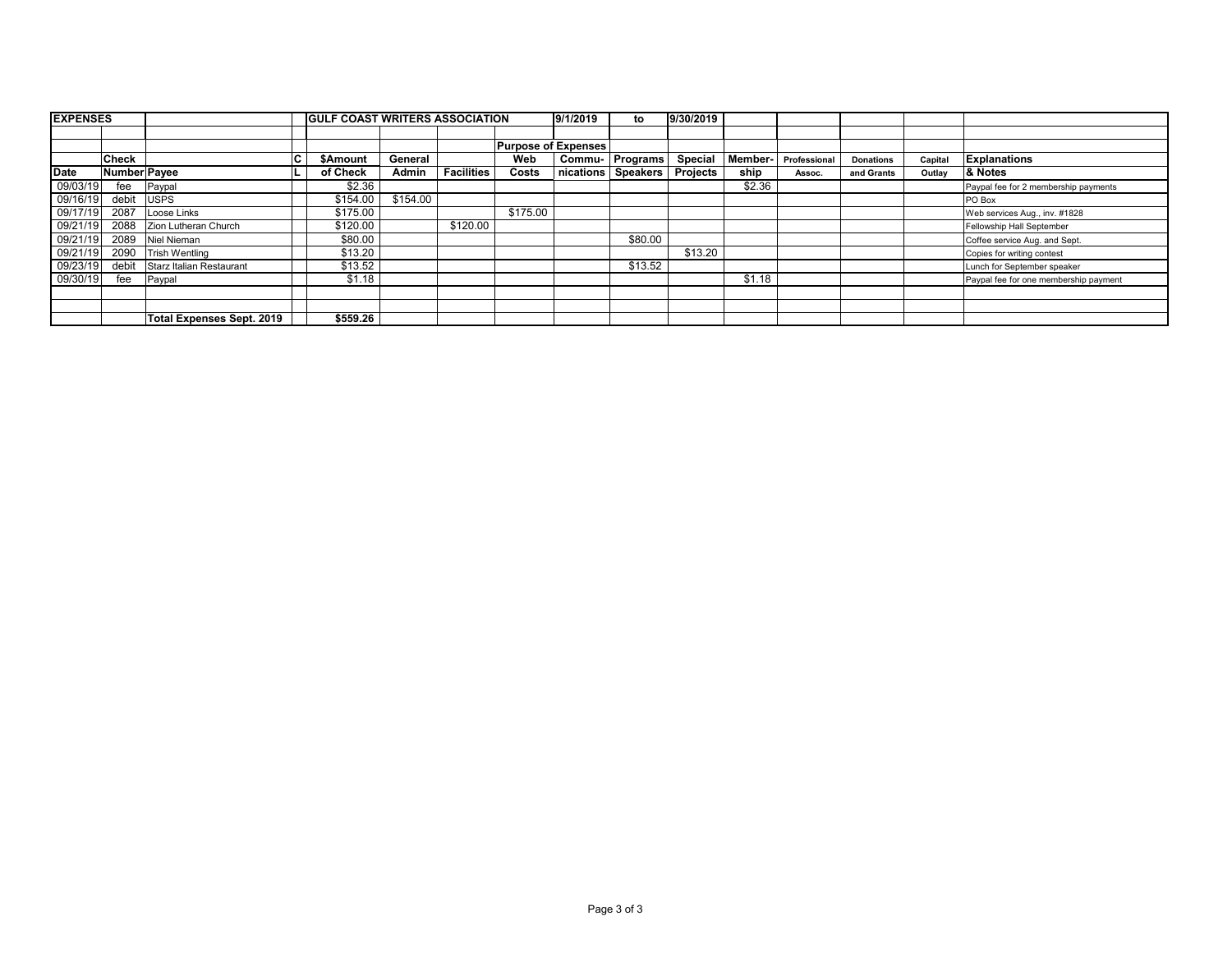| EXPENSES | | | | GULF COAST WRITERS ASSOCIATION | | | | 9/1/2019 | to | 9/30/2019 | | | | | |
|---|---|---|---|---|---|---|---|---|---|---|---|---|---|---|---|
| | | | | | | | Purpose of Expenses | | | | | | | | |
| | Check | | C | $Amount | General | | Web | Commu- | Programs | Special | Member- | Professional | Donations | Capital | Explanations |
| Date | Number | Payee | L | of Check | Admin | Facilities | Costs | nications | Speakers | Projects | ship | Assoc. | and Grants | Outlay | & Notes |
| 09/03/19 | fee | Paypal | | $2.36 | | | | | | | $2.36 | | | | Paypal fee for 2 membership payments |
| 09/16/19 | debit | USPS | | $154.00 | $154.00 | | | | | | | | | | PO Box |
| 09/17/19 | 2087 | Loose Links | | $175.00 | | | $175.00 | | | | | | | | Web services Aug., inv. #1828 |
| 09/21/19 | 2088 | Zion Lutheran Church | | $120.00 | | $120.00 | | | | | | | | | Fellowship Hall September |
| 09/21/19 | 2089 | Niel Nieman | | $80.00 | | | | | $80.00 | | | | | | Coffee service Aug. and Sept. |
| 09/21/19 | 2090 | Trish Wentling | | $13.20 | | | | | | $13.20 | | | | | Copies for writing contest |
| 09/23/19 | debit | Starz Italian Restaurant | | $13.52 | | | | | $13.52 | | | | | | Lunch for September speaker |
| 09/30/19 | fee | Paypal | | $1.18 | | | | | | | $1.18 | | | | Paypal fee for one membership payment |
| | | | | | | | | | | | | | | | |
| | | | | | | | | | | | | | | | |
| | | **Total Expenses Sept. 2019** | | **$559.26** | | | | | | | | | | | |